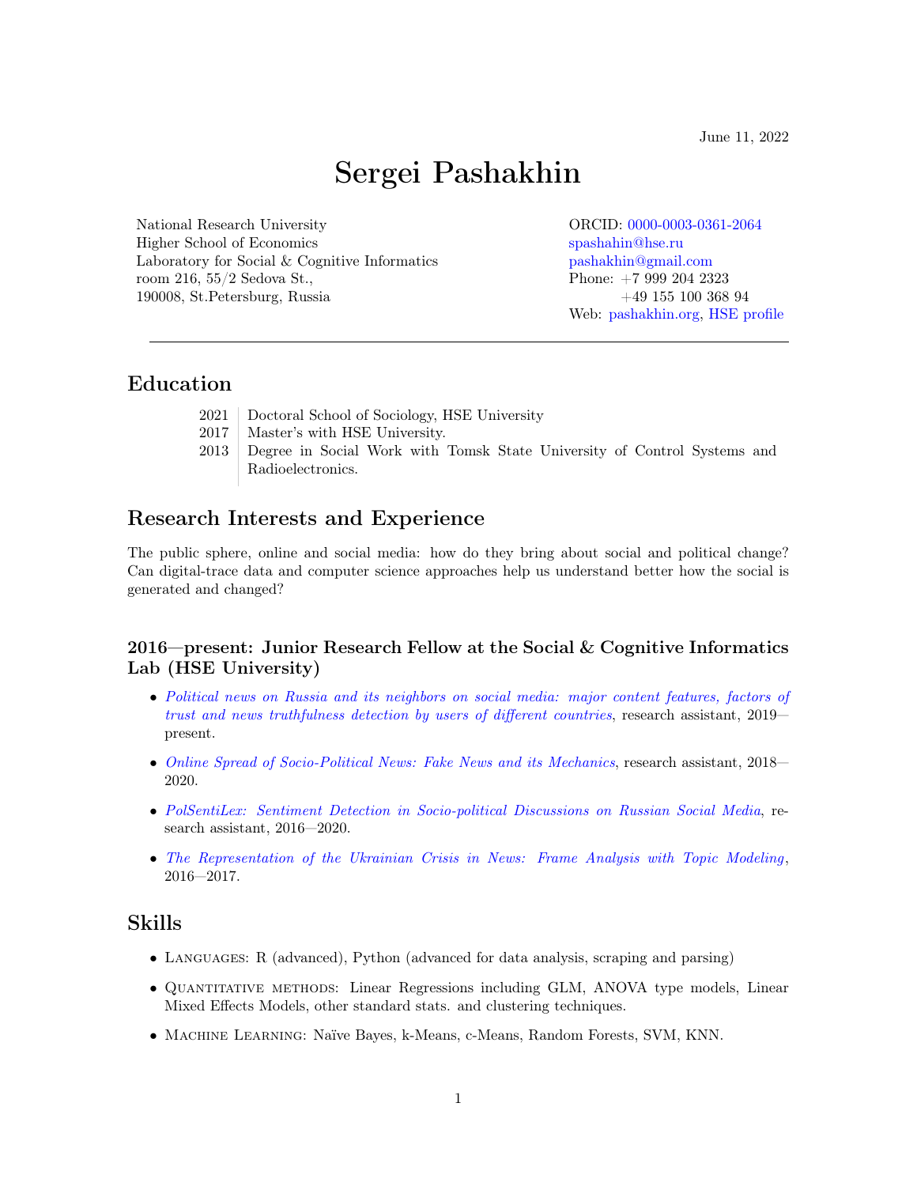June 11, 2022

# Sergei Pashakhin

National Research University
Higher School of Economics
Laboratory for Social & Cognitive Informatics
room 216, 55/2 Sedova St.,
190008, St.Petersburg, Russia

ORCID: 0000-0003-0361-2064
spashahin@hse.ru
pashakhin@gmail.com
Phone: +7 999 204 2323
+49 155 100 368 94
Web: pashakhin.org, HSE profile

---

## Education

| | |
|---|---|
| 2021 | Doctoral School of Sociology, HSE University |
| 2017 | Master's with HSE University. |
| 2013 | Degree in Social Work with Tomsk State University of Control Systems and Radioelectronics. |

## Research Interests and Experience

The public sphere, online and social media: how do they bring about social and political change? Can digital-trace data and computer science approaches help us understand better how the social is generated and changed?

### 2016—present: Junior Research Fellow at the Social & Cognitive Informatics Lab (HSE University)

- *Political news on Russia and its neighbors on social media: major content features, factors of trust and news truthfulness detection by users of different countries*, research assistant, 2019—present.
- *Online Spread of Socio-Political News: Fake News and its Mechanics*, research assistant, 2018—2020.
- *PolSentiLex: Sentiment Detection in Socio-political Discussions on Russian Social Media*, research assistant, 2016—2020.
- *The Representation of the Ukrainian Crisis in News: Frame Analysis with Topic Modeling*, 2016—2017.

## Skills

- Languages: R (advanced), Python (advanced for data analysis, scraping and parsing)
- Quantitative methods: Linear Regressions including GLM, ANOVA type models, Linear Mixed Effects Models, other standard stats. and clustering techniques.
- Machine Learning: Naïve Bayes, k-Means, c-Means, Random Forests, SVM, KNN.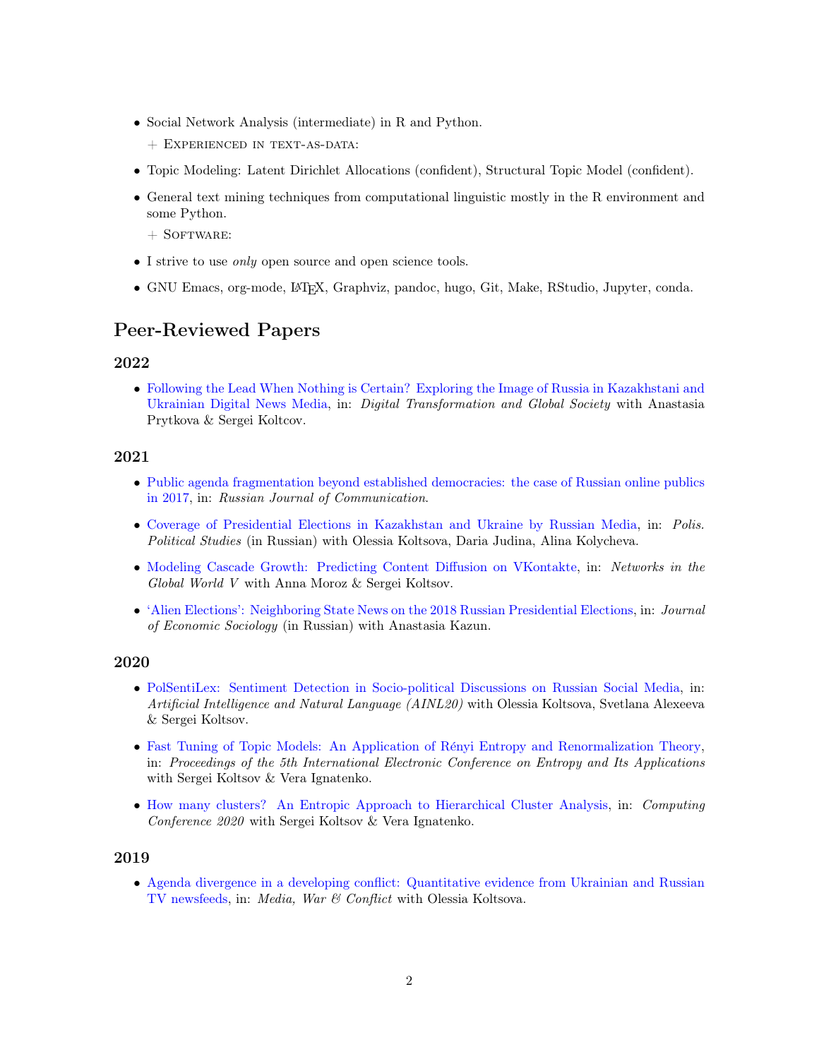- Social Network Analysis (intermediate) in R and Python.

  + Experienced in text-as-data:

- Topic Modeling: Latent Dirichlet Allocations (confident), Structural Topic Model (confident).
- General text mining techniques from computational linguistic mostly in the R environment and some Python.

  + Software:

- I strive to use *only* open source and open science tools.
- GNU Emacs, org-mode, LaTeX, Graphviz, pandoc, hugo, Git, Make, RStudio, Jupyter, conda.

## Peer-Reviewed Papers

### 2022

- Following the Lead When Nothing is Certain? Exploring the Image of Russia in Kazakhstani and Ukrainian Digital News Media, in: *Digital Transformation and Global Society* with Anastasia Prytkova & Sergei Koltcov.

### 2021

- Public agenda fragmentation beyond established democracies: the case of Russian online publics in 2017, in: *Russian Journal of Communication*.
- Coverage of Presidential Elections in Kazakhstan and Ukraine by Russian Media, in: *Polis. Political Studies* (in Russian) with Olessia Koltsova, Daria Judina, Alina Kolycheva.
- Modeling Cascade Growth: Predicting Content Diffusion on VKontakte, in: *Networks in the Global World V* with Anna Moroz & Sergei Koltsov.
- 'Alien Elections': Neighboring State News on the 2018 Russian Presidential Elections, in: *Journal of Economic Sociology* (in Russian) with Anastasia Kazun.

### 2020

- PolSentiLex: Sentiment Detection in Socio-political Discussions on Russian Social Media, in: *Artificial Intelligence and Natural Language (AINL20)* with Olessia Koltsova, Svetlana Alexeeva & Sergei Koltsov.
- Fast Tuning of Topic Models: An Application of Rényi Entropy and Renormalization Theory, in: *Proceedings of the 5th International Electronic Conference on Entropy and Its Applications* with Sergei Koltsov & Vera Ignatenko.
- How many clusters? An Entropic Approach to Hierarchical Cluster Analysis, in: *Computing Conference 2020* with Sergei Koltsov & Vera Ignatenko.

### 2019

- Agenda divergence in a developing conflict: Quantitative evidence from Ukrainian and Russian TV newsfeeds, in: *Media, War & Conflict* with Olessia Koltsova.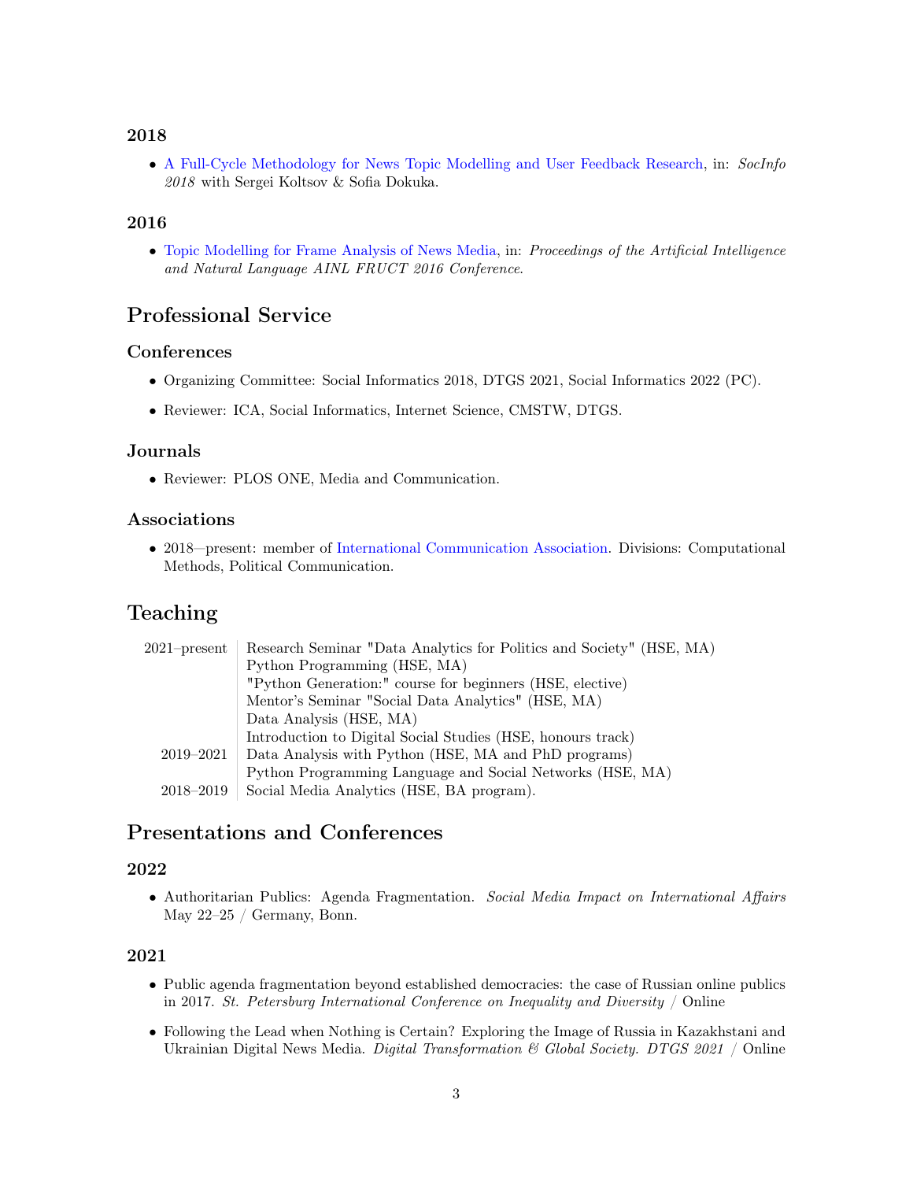### 2018

- A Full-Cycle Methodology for News Topic Modelling and User Feedback Research, in: *SocInfo 2018* with Sergei Koltsov & Sofia Dokuka.

### 2016

- Topic Modelling for Frame Analysis of News Media, in: *Proceedings of the Artificial Intelligence and Natural Language AINL FRUCT 2016 Conference*.

## Professional Service

### Conferences

- Organizing Committee: Social Informatics 2018, DTGS 2021, Social Informatics 2022 (PC).
- Reviewer: ICA, Social Informatics, Internet Science, CMSTW, DTGS.

### Journals

- Reviewer: PLOS ONE, Media and Communication.

### Associations

- 2018—present: member of International Communication Association. Divisions: Computational Methods, Political Communication.

## Teaching

| | |
|---|---|
| 2021–present | Research Seminar "Data Analytics for Politics and Society" (HSE, MA) |
| | Python Programming (HSE, MA) |
| | "Python Generation:" course for beginners (HSE, elective) |
| | Mentor's Seminar "Social Data Analytics" (HSE, MA) |
| | Data Analysis (HSE, MA) |
| | Introduction to Digital Social Studies (HSE, honours track) |
| 2019–2021 | Data Analysis with Python (HSE, MA and PhD programs) |
| | Python Programming Language and Social Networks (HSE, MA) |
| 2018–2019 | Social Media Analytics (HSE, BA program). |

## Presentations and Conferences

### 2022

- Authoritarian Publics: Agenda Fragmentation. *Social Media Impact on International Affairs* May 22–25 / Germany, Bonn.

### 2021

- Public agenda fragmentation beyond established democracies: the case of Russian online publics in 2017. *St. Petersburg International Conference on Inequality and Diversity* / Online
- Following the Lead when Nothing is Certain? Exploring the Image of Russia in Kazakhstani and Ukrainian Digital News Media. *Digital Transformation & Global Society. DTGS 2021* / Online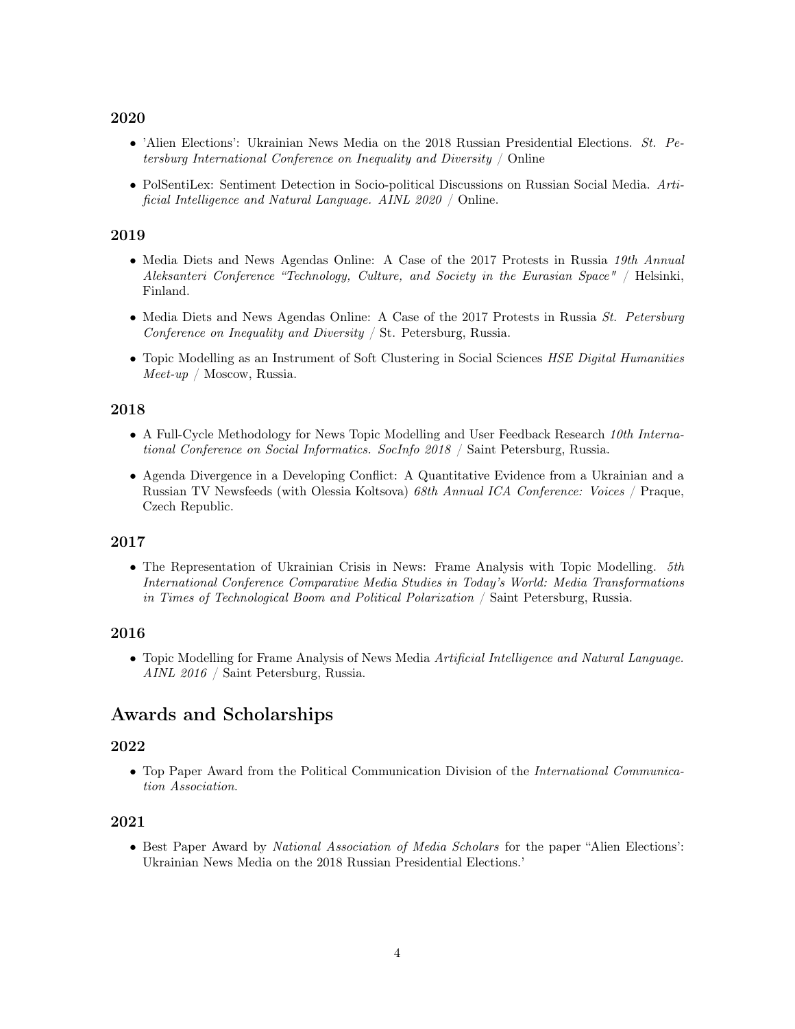### 2020

- 'Alien Elections': Ukrainian News Media on the 2018 Russian Presidential Elections. *St. Petersburg International Conference on Inequality and Diversity* / Online
- PolSentiLex: Sentiment Detection in Socio-political Discussions on Russian Social Media. *Artificial Intelligence and Natural Language. AINL 2020* / Online.

### 2019

- Media Diets and News Agendas Online: A Case of the 2017 Protests in Russia *19th Annual Aleksanteri Conference "Technology, Culture, and Society in the Eurasian Space"* / Helsinki, Finland.
- Media Diets and News Agendas Online: A Case of the 2017 Protests in Russia *St. Petersburg Conference on Inequality and Diversity* / St. Petersburg, Russia.
- Topic Modelling as an Instrument of Soft Clustering in Social Sciences *HSE Digital Humanities Meet-up* / Moscow, Russia.

### 2018

- A Full-Cycle Methodology for News Topic Modelling and User Feedback Research *10th International Conference on Social Informatics. SocInfo 2018* / Saint Petersburg, Russia.
- Agenda Divergence in a Developing Conflict: A Quantitative Evidence from a Ukrainian and a Russian TV Newsfeeds (with Olessia Koltsova) *68th Annual ICA Conference: Voices* / Praque, Czech Republic.

### 2017

- The Representation of Ukrainian Crisis in News: Frame Analysis with Topic Modelling. *5th International Conference Comparative Media Studies in Today's World: Media Transformations in Times of Technological Boom and Political Polarization* / Saint Petersburg, Russia.

### 2016

- Topic Modelling for Frame Analysis of News Media *Artificial Intelligence and Natural Language. AINL 2016* / Saint Petersburg, Russia.

## Awards and Scholarships

### 2022

- Top Paper Award from the Political Communication Division of the *International Communication Association*.

### 2021

- Best Paper Award by *National Association of Media Scholars* for the paper "Alien Elections': Ukrainian News Media on the 2018 Russian Presidential Elections.'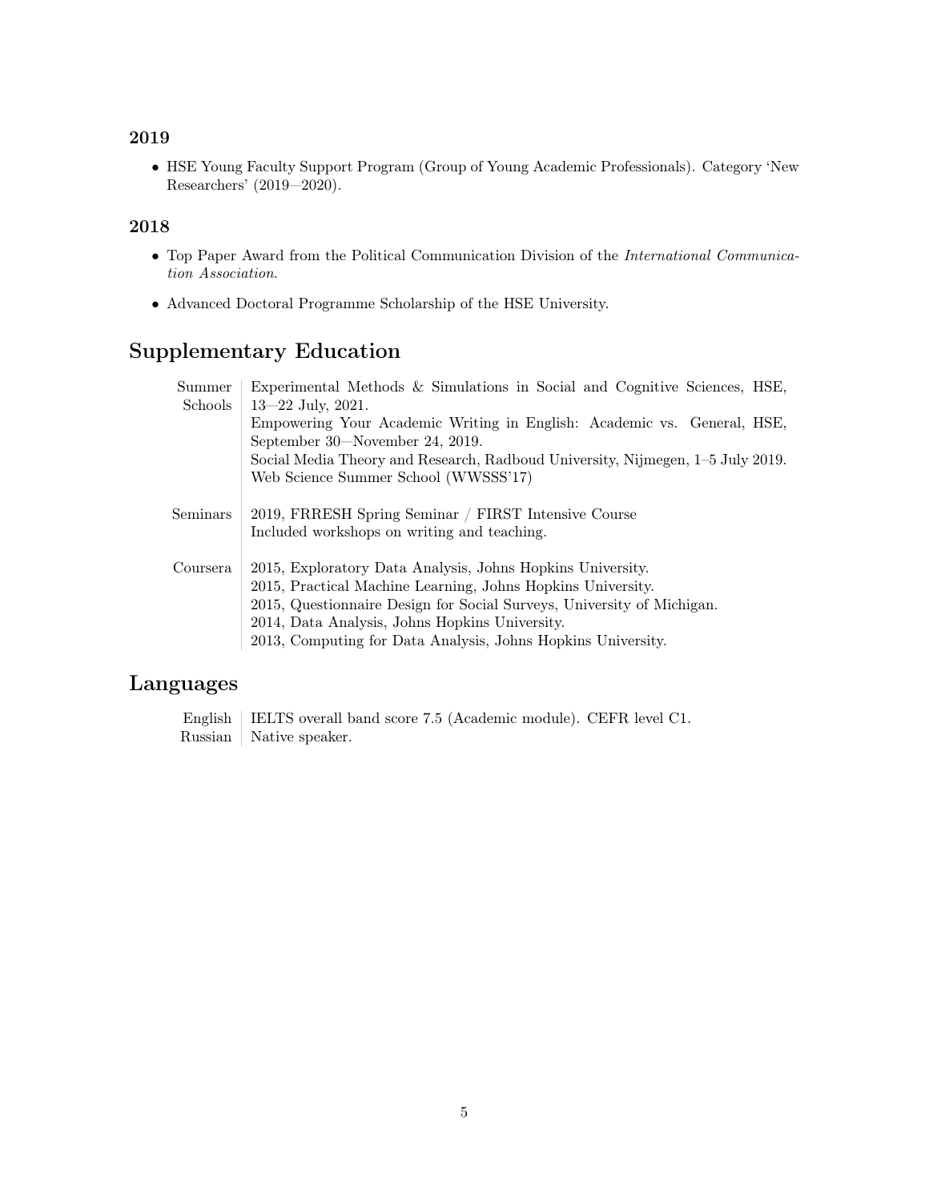### 2019

- HSE Young Faculty Support Program (Group of Young Academic Professionals). Category 'New Researchers' (2019—2020).

### 2018

- Top Paper Award from the Political Communication Division of the *International Communication Association*.
- Advanced Doctoral Programme Scholarship of the HSE University.

## Supplementary Education

| | |
|---|---|
| Summer Schools | Experimental Methods & Simulations in Social and Cognitive Sciences, HSE, 13—22 July, 2021.<br>Empowering Your Academic Writing in English: Academic vs. General, HSE, September 30—November 24, 2019.<br>Social Media Theory and Research, Radboud University, Nijmegen, 1–5 July 2019.<br>Web Science Summer School (WWSSS'17) |
| Seminars | 2019, FRRESH Spring Seminar / FIRST Intensive Course<br>Included workshops on writing and teaching. |
| Coursera | 2015, Exploratory Data Analysis, Johns Hopkins University.<br>2015, Practical Machine Learning, Johns Hopkins University.<br>2015, Questionnaire Design for Social Surveys, University of Michigan.<br>2014, Data Analysis, Johns Hopkins University.<br>2013, Computing for Data Analysis, Johns Hopkins University. |

## Languages

| | |
|---|---|
| English | IELTS overall band score 7.5 (Academic module). CEFR level C1. |
| Russian | Native speaker. |